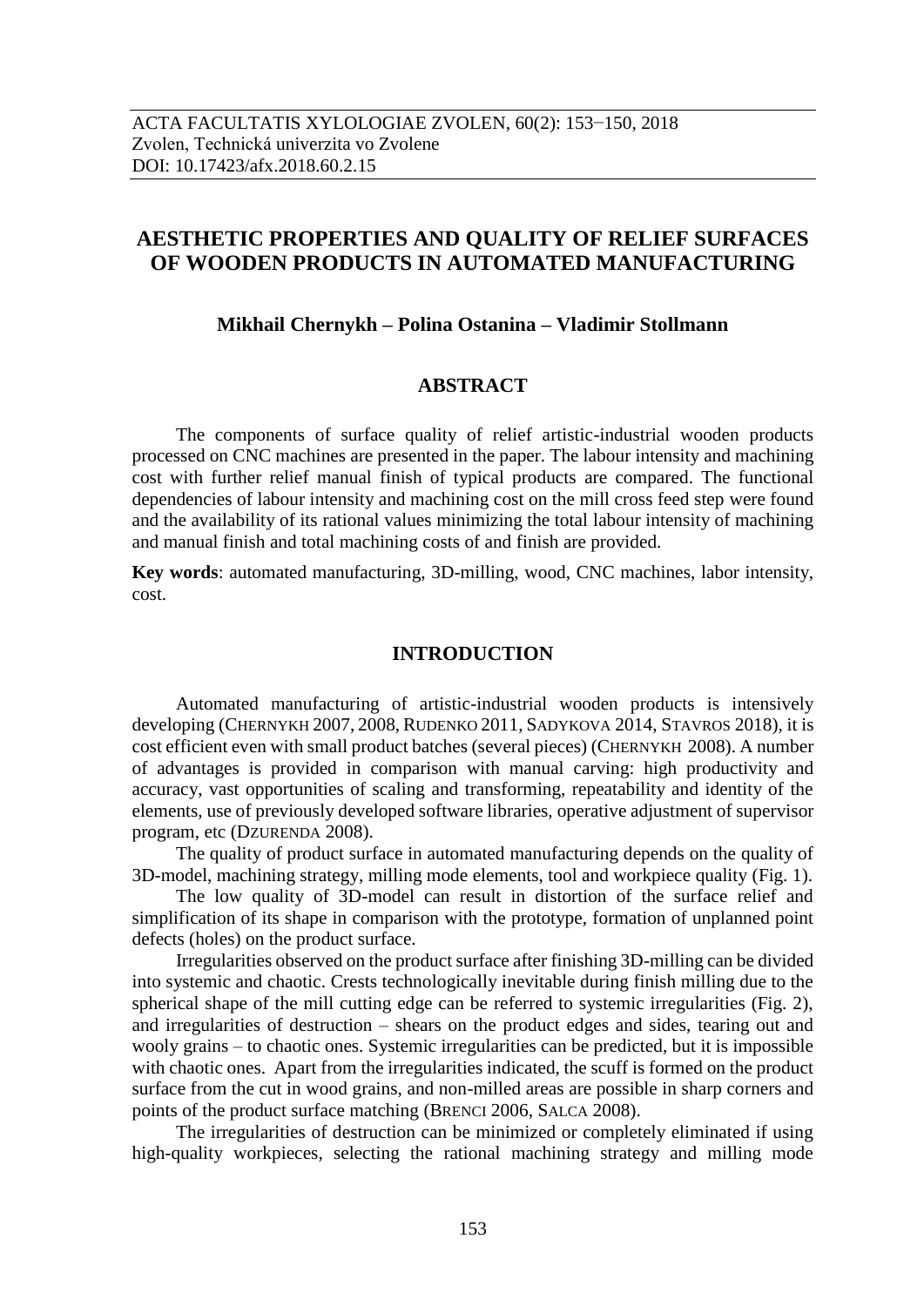ACTA FACULTATIS XYLOLOGIAE ZVOLEN, 60(2): 153−150, 2018
Zvolen, Technická univerzita vo Zvolene
DOI: 10.17423/afx.2018.60.2.15

# AESTHETIC PROPERTIES AND QUALITY OF RELIEF SURFACES OF WOODEN PRODUCTS IN AUTOMATED MANUFACTURING

**Mikhail Chernykh – Polina Ostanina – Vladimir Stollmann**

## ABSTRACT

The components of surface quality of relief artistic-industrial wooden products processed on CNC machines are presented in the paper. The labour intensity and machining cost with further relief manual finish of typical products are compared. The functional dependencies of labour intensity and machining cost on the mill cross feed step were found and the availability of its rational values minimizing the total labour intensity of machining and manual finish and total machining costs of and finish are provided.

**Key words**: automated manufacturing, 3D-milling, wood, CNC machines, labor intensity, cost.

## INTRODUCTION

Automated manufacturing of artistic-industrial wooden products is intensively developing (CHERNYKH 2007, 2008, RUDENKO 2011, SADYKOVA 2014, STAVROS 2018), it is cost efficient even with small product batches (several pieces) (CHERNYKH 2008). A number of advantages is provided in comparison with manual carving: high productivity and accuracy, vast opportunities of scaling and transforming, repeatability and identity of the elements, use of previously developed software libraries, operative adjustment of supervisor program, etc (DZURENDA 2008).

The quality of product surface in automated manufacturing depends on the quality of 3D-model, machining strategy, milling mode elements, tool and workpiece quality (Fig. 1).

The low quality of 3D-model can result in distortion of the surface relief and simplification of its shape in comparison with the prototype, formation of unplanned point defects (holes) on the product surface.

Irregularities observed on the product surface after finishing 3D-milling can be divided into systemic and chaotic. Crests technologically inevitable during finish milling due to the spherical shape of the mill cutting edge can be referred to systemic irregularities (Fig. 2), and irregularities of destruction – shears on the product edges and sides, tearing out and wooly grains – to chaotic ones. Systemic irregularities can be predicted, but it is impossible with chaotic ones. Apart from the irregularities indicated, the scuff is formed on the product surface from the cut in wood grains, and non-milled areas are possible in sharp corners and points of the product surface matching (BRENCI 2006, SALCA 2008).

The irregularities of destruction can be minimized or completely eliminated if using high-quality workpieces, selecting the rational machining strategy and milling mode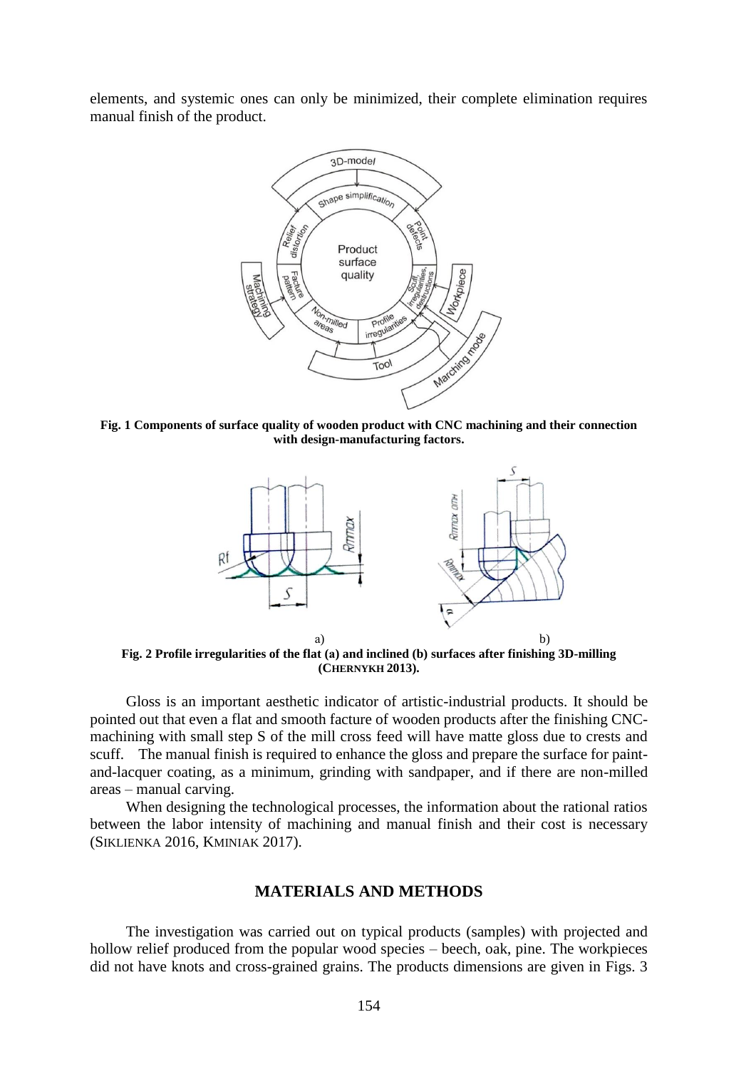elements, and systemic ones can only be minimized, their complete elimination requires manual finish of the product.

**Fig. 1 Components of surface quality of wooden product with CNC machining and their connection with design-manufacturing factors.**

a) b)

**Fig. 2 Profile irregularities of the flat (a) and inclined (b) surfaces after finishing 3D-milling (CHERNYKH 2013).**

Gloss is an important aesthetic indicator of artistic-industrial products. It should be pointed out that even a flat and smooth facture of wooden products after the finishing CNC-machining with small step S of the mill cross feed will have matte gloss due to crests and scuff. The manual finish is required to enhance the gloss and prepare the surface for paint-and-lacquer coating, as a minimum, grinding with sandpaper, and if there are non-milled areas – manual carving.

When designing the technological processes, the information about the rational ratios between the labor intensity of machining and manual finish and their cost is necessary (SIKLIENKA 2016, KMINIAK 2017).

## MATERIALS AND METHODS

The investigation was carried out on typical products (samples) with projected and hollow relief produced from the popular wood species – beech, oak, pine. The workpieces did not have knots and cross-grained grains. The products dimensions are given in Figs. 3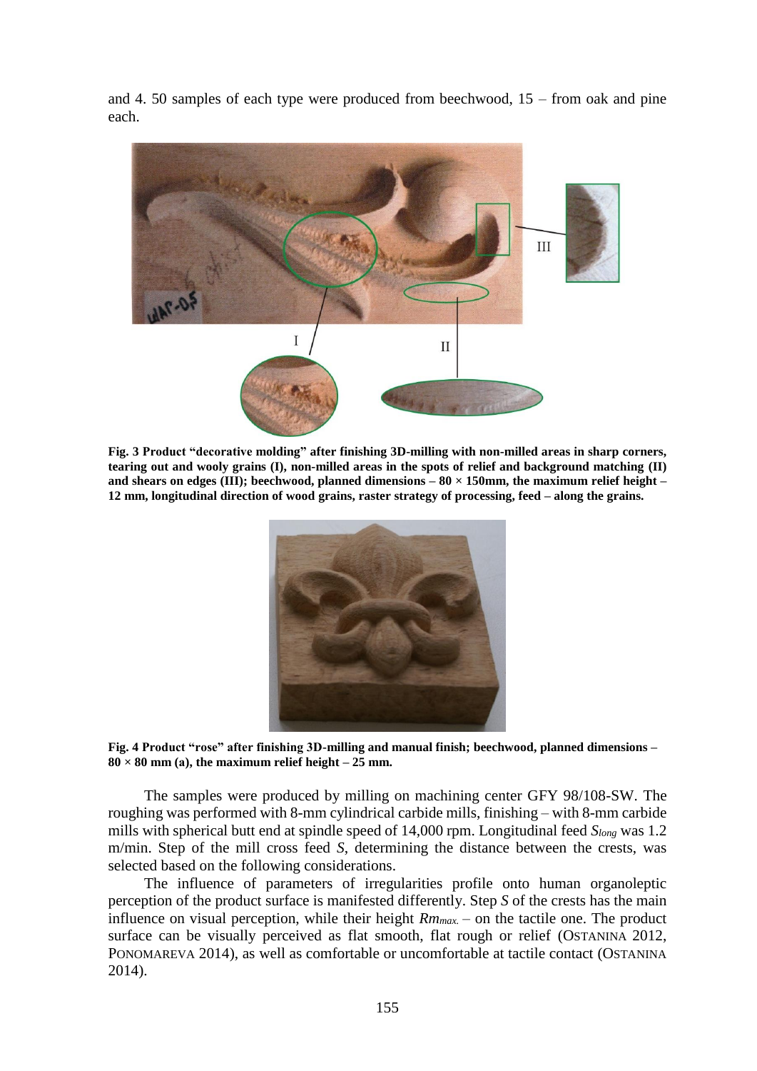and 4. 50 samples of each type were produced from beechwood, 15 – from oak and pine each.

**Fig. 3 Product "decorative molding" after finishing 3D-milling with non-milled areas in sharp corners, tearing out and wooly grains (I), non-milled areas in the spots of relief and background matching (II) and shears on edges (III); beechwood, planned dimensions – 80 × 150mm, the maximum relief height – 12 mm, longitudinal direction of wood grains, raster strategy of processing, feed – along the grains.**

**Fig. 4 Product "rose" after finishing 3D-milling and manual finish; beechwood, planned dimensions – 80 × 80 mm (a), the maximum relief height – 25 mm.**

The samples were produced by milling on machining center GFY 98/108-SW. The roughing was performed with 8-mm cylindrical carbide mills, finishing – with 8-mm carbide mills with spherical butt end at spindle speed of 14,000 rpm. Longitudinal feed $S_{long}$ was 1.2 m/min. Step of the mill cross feed $S$, determining the distance between the crests, was selected based on the following considerations.

The influence of parameters of irregularities profile onto human organoleptic perception of the product surface is manifested differently. Step $S$ of the crests has the main influence on visual perception, while their height $Rm_{max.}$ – on the tactile one. The product surface can be visually perceived as flat smooth, flat rough or relief (OSTANINA 2012, PONOMAREVA 2014), as well as comfortable or uncomfortable at tactile contact (OSTANINA 2014).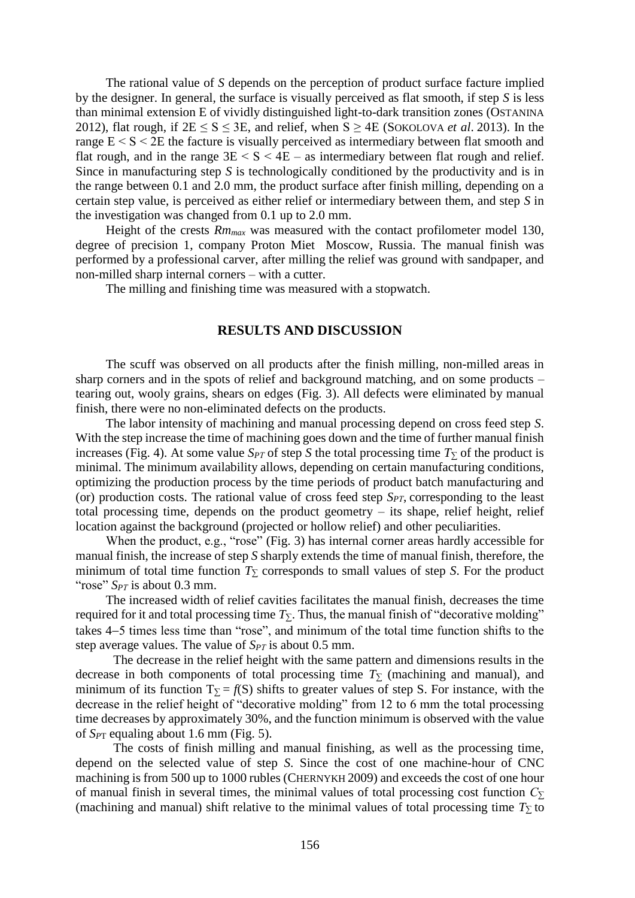The rational value of *S* depends on the perception of product surface facture implied by the designer. In general, the surface is visually perceived as flat smooth, if step *S* is less than minimal extension E of vividly distinguished light-to-dark transition zones (OSTANINA 2012), flat rough, if $2E \leq S \leq 3E$, and relief, when $S \geq 4E$ (SOKOLOVA *et al*. 2013). In the range $E < S < 2E$ the facture is visually perceived as intermediary between flat smooth and flat rough, and in the range $3E < S < 4E$ – as intermediary between flat rough and relief. Since in manufacturing step *S* is technologically conditioned by the productivity and is in the range between 0.1 and 2.0 mm, the product surface after finish milling, depending on a certain step value, is perceived as either relief or intermediary between them, and step *S* in the investigation was changed from 0.1 up to 2.0 mm.

Height of the crests $Rm_{max}$ was measured with the contact profilometer model 130, degree of precision 1, company Proton Miet Moscow, Russia. The manual finish was performed by a professional carver, after milling the relief was ground with sandpaper, and non-milled sharp internal corners – with a cutter.

The milling and finishing time was measured with a stopwatch.

## RESULTS AND DISCUSSION

The scuff was observed on all products after the finish milling, non-milled areas in sharp corners and in the spots of relief and background matching, and on some products – tearing out, wooly grains, shears on edges (Fig. 3). All defects were eliminated by manual finish, there were no non-eliminated defects on the products.

The labor intensity of machining and manual processing depend on cross feed step *S*. With the step increase the time of machining goes down and the time of further manual finish increases (Fig. 4). At some value $S_{PT}$ of step *S* the total processing time $T_{\Sigma}$ of the product is minimal. The minimum availability allows, depending on certain manufacturing conditions, optimizing the production process by the time periods of product batch manufacturing and (or) production costs. The rational value of cross feed step $S_{PT}$, corresponding to the least total processing time, depends on the product geometry – its shape, relief height, relief location against the background (projected or hollow relief) and other peculiarities.

When the product, e.g., "rose" (Fig. 3) has internal corner areas hardly accessible for manual finish, the increase of step *S* sharply extends the time of manual finish, therefore, the minimum of total time function $T_{\Sigma}$ corresponds to small values of step *S*. For the product "rose" $S_{PT}$ is about 0.3 mm.

The increased width of relief cavities facilitates the manual finish, decreases the time required for it and total processing time $T_{\Sigma}$. Thus, the manual finish of "decorative molding" takes 4–5 times less time than "rose", and minimum of the total time function shifts to the step average values. The value of $S_{PT}$ is about 0.5 mm.

The decrease in the relief height with the same pattern and dimensions results in the decrease in both components of total processing time $T_{\Sigma}$ (machining and manual), and minimum of its function $T_{\Sigma} = f(S)$ shifts to greater values of step S. For instance, with the decrease in the relief height of "decorative molding" from 12 to 6 mm the total processing time decreases by approximately 30%, and the function minimum is observed with the value of $S_{PT}$ equaling about 1.6 mm (Fig. 5).

The costs of finish milling and manual finishing, as well as the processing time, depend on the selected value of step *S*. Since the cost of one machine-hour of CNC machining is from 500 up to 1000 rubles (CHERNYKH 2009) and exceeds the cost of one hour of manual finish in several times, the minimal values of total processing cost function $C_{\Sigma}$ (machining and manual) shift relative to the minimal values of total processing time $T_{\Sigma}$ to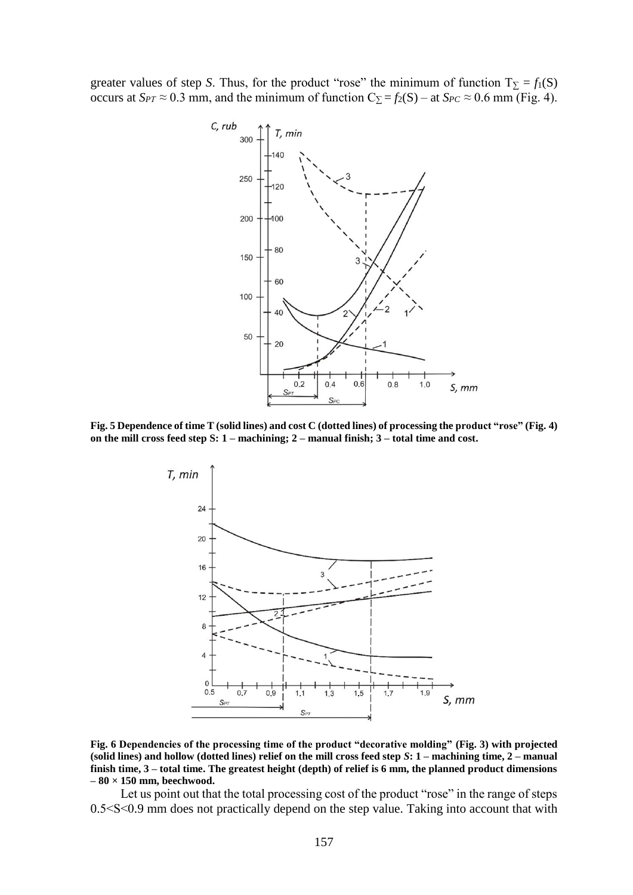greater values of step *S*. Thus, for the product "rose" the minimum of function $T_{\Sigma} = f_1(S)$ occurs at $S_{PT} \approx 0.3$ mm, and the minimum of function $C_{\Sigma} = f_2(S)$ – at $S_{PC} \approx 0.6$ mm (Fig. 4).

**Fig. 5 Dependence of time T (solid lines) and cost C (dotted lines) of processing the product "rose" (Fig. 4) on the mill cross feed step S: 1 – machining; 2 – manual finish; 3 – total time and cost.**

**Fig. 6 Dependencies of the processing time of the product "decorative molding" (Fig. 3) with projected (solid lines) and hollow (dotted lines) relief on the mill cross feed step *S*: 1 – machining time, 2 – manual finish time, 3 – total time. The greatest height (depth) of relief is 6 mm, the planned product dimensions – 80 × 150 mm, beechwood.**

Let us point out that the total processing cost of the product "rose" in the range of steps $0.5<S<0.9$ mm does not practically depend on the step value. Taking into account that with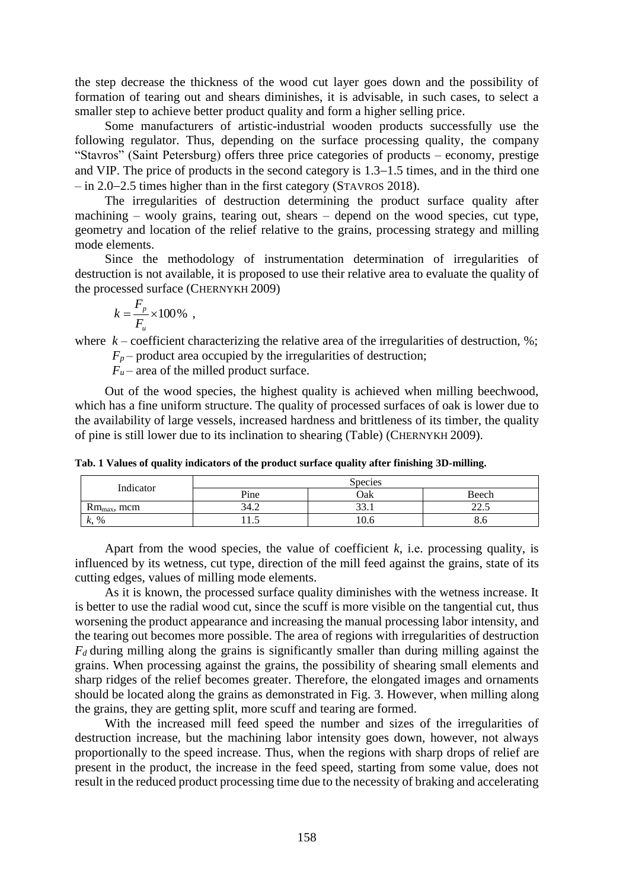the step decrease the thickness of the wood cut layer goes down and the possibility of formation of tearing out and shears diminishes, it is advisable, in such cases, to select a smaller step to achieve better product quality and form a higher selling price.

Some manufacturers of artistic-industrial wooden products successfully use the following regulator. Thus, depending on the surface processing quality, the company "Stavros" (Saint Petersburg) offers three price categories of products – economy, prestige and VIP. The price of products in the second category is 1.3–1.5 times, and in the third one – in 2.0–2.5 times higher than in the first category (STAVROS 2018).

The irregularities of destruction determining the product surface quality after machining – wooly grains, tearing out, shears – depend on the wood species, cut type, geometry and location of the relief relative to the grains, processing strategy and milling mode elements.

Since the methodology of instrumentation determination of irregularities of destruction is not available, it is proposed to use their relative area to evaluate the quality of the processed surface (CHERNYKH 2009)

$$k = \frac{F_p}{F_u} \times 100\% ,$$

where $k$ – coefficient characterizing the relative area of the irregularities of destruction, %;
$F_p$ – product area occupied by the irregularities of destruction;
$F_u$ – area of the milled product surface.

Out of the wood species, the highest quality is achieved when milling beechwood, which has a fine uniform structure. The quality of processed surfaces of oak is lower due to the availability of large vessels, increased hardness and brittleness of its timber, the quality of pine is still lower due to its inclination to shearing (Table) (CHERNYKH 2009).

**Tab. 1 Values of quality indicators of the product surface quality after finishing 3D-milling.**

| Indicator | Species | | |
|---|---|---|---|
| | Pine | Oak | Beech |
| $Rm_{max}$, mcm | 34.2 | 33.1 | 22.5 |
| $k$, % | 11.5 | 10.6 | 8.6 |

Apart from the wood species, the value of coefficient $k$, i.e. processing quality, is influenced by its wetness, cut type, direction of the mill feed against the grains, state of its cutting edges, values of milling mode elements.

As it is known, the processed surface quality diminishes with the wetness increase. It is better to use the radial wood cut, since the scuff is more visible on the tangential cut, thus worsening the product appearance and increasing the manual processing labor intensity, and the tearing out becomes more possible. The area of regions with irregularities of destruction $F_d$ during milling along the grains is significantly smaller than during milling against the grains. When processing against the grains, the possibility of shearing small elements and sharp ridges of the relief becomes greater. Therefore, the elongated images and ornaments should be located along the grains as demonstrated in Fig. 3. However, when milling along the grains, they are getting split, more scuff and tearing are formed.

With the increased mill feed speed the number and sizes of the irregularities of destruction increase, but the machining labor intensity goes down, however, not always proportionally to the speed increase. Thus, when the regions with sharp drops of relief are present in the product, the increase in the feed speed, starting from some value, does not result in the reduced product processing time due to the necessity of braking and accelerating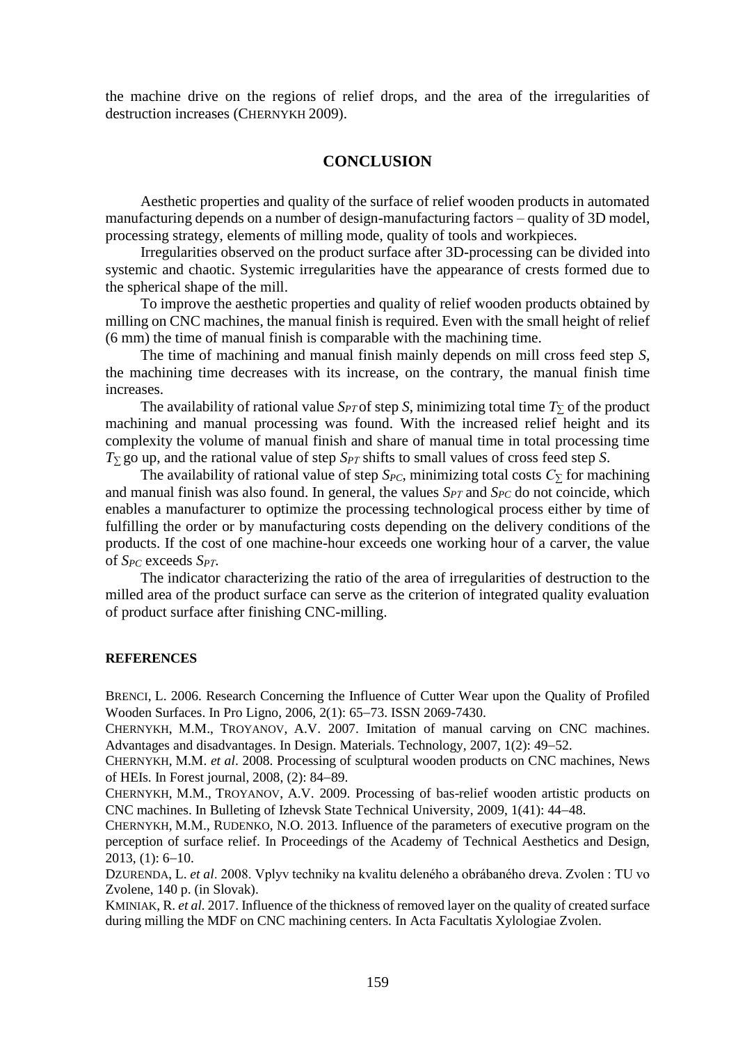the machine drive on the regions of relief drops, and the area of the irregularities of destruction increases (CHERNYKH 2009).

## CONCLUSION

Aesthetic properties and quality of the surface of relief wooden products in automated manufacturing depends on a number of design-manufacturing factors – quality of 3D model, processing strategy, elements of milling mode, quality of tools and workpieces.

Irregularities observed on the product surface after 3D-processing can be divided into systemic and chaotic. Systemic irregularities have the appearance of crests formed due to the spherical shape of the mill.

To improve the aesthetic properties and quality of relief wooden products obtained by milling on CNC machines, the manual finish is required. Even with the small height of relief (6 mm) the time of manual finish is comparable with the machining time.

The time of machining and manual finish mainly depends on mill cross feed step $S$, the machining time decreases with its increase, on the contrary, the manual finish time increases.

The availability of rational value $S_{PT}$ of step $S$, minimizing total time $T_{\sum}$ of the product machining and manual processing was found. With the increased relief height and its complexity the volume of manual finish and share of manual time in total processing time $T_{\sum}$ go up, and the rational value of step $S_{PT}$ shifts to small values of cross feed step $S$.

The availability of rational value of step $S_{PC}$, minimizing total costs $C_{\sum}$ for machining and manual finish was also found. In general, the values $S_{PT}$ and $S_{PC}$ do not coincide, which enables a manufacturer to optimize the processing technological process either by time of fulfilling the order or by manufacturing costs depending on the delivery conditions of the products. If the cost of one machine-hour exceeds one working hour of a carver, the value of $S_{PC}$ exceeds $S_{PT}$.

The indicator characterizing the ratio of the area of irregularities of destruction to the milled area of the product surface can serve as the criterion of integrated quality evaluation of product surface after finishing CNC-milling.

### REFERENCES

BRENCI, L. 2006. Research Concerning the Influence of Cutter Wear upon the Quality of Profiled Wooden Surfaces. In Pro Ligno, 2006, 2(1): 65–73. ISSN 2069-7430.

CHERNYKH, M.M., TROYANOV, A.V. 2007. Imitation of manual carving on CNC machines. Advantages and disadvantages. In Design. Materials. Technology, 2007, 1(2): 49–52.

CHERNYKH, M.M. *et al.* 2008. Processing of sculptural wooden products on CNC machines, News of HEIs. In Forest journal, 2008, (2): 84–89.

CHERNYKH, M.M., TROYANOV, A.V. 2009. Processing of bas-relief wooden artistic products on CNC machines. In Bulleting of Izhevsk State Technical University, 2009, 1(41): 44–48.

CHERNYKH, M.M., RUDENKO, N.O. 2013. Influence of the parameters of executive program on the perception of surface relief. In Proceedings of the Academy of Technical Aesthetics and Design, 2013, (1): 6–10.

DZURENDA, L. *et al*. 2008. Vplyv techniky na kvalitu deleného a obrábaného dreva. Zvolen : TU vo Zvolene, 140 p. (in Slovak).

KMINIAK, R. *et al.* 2017. Influence of the thickness of removed layer on the quality of created surface during milling the MDF on CNC machining centers. In Acta Facultatis Xylologiae Zvolen.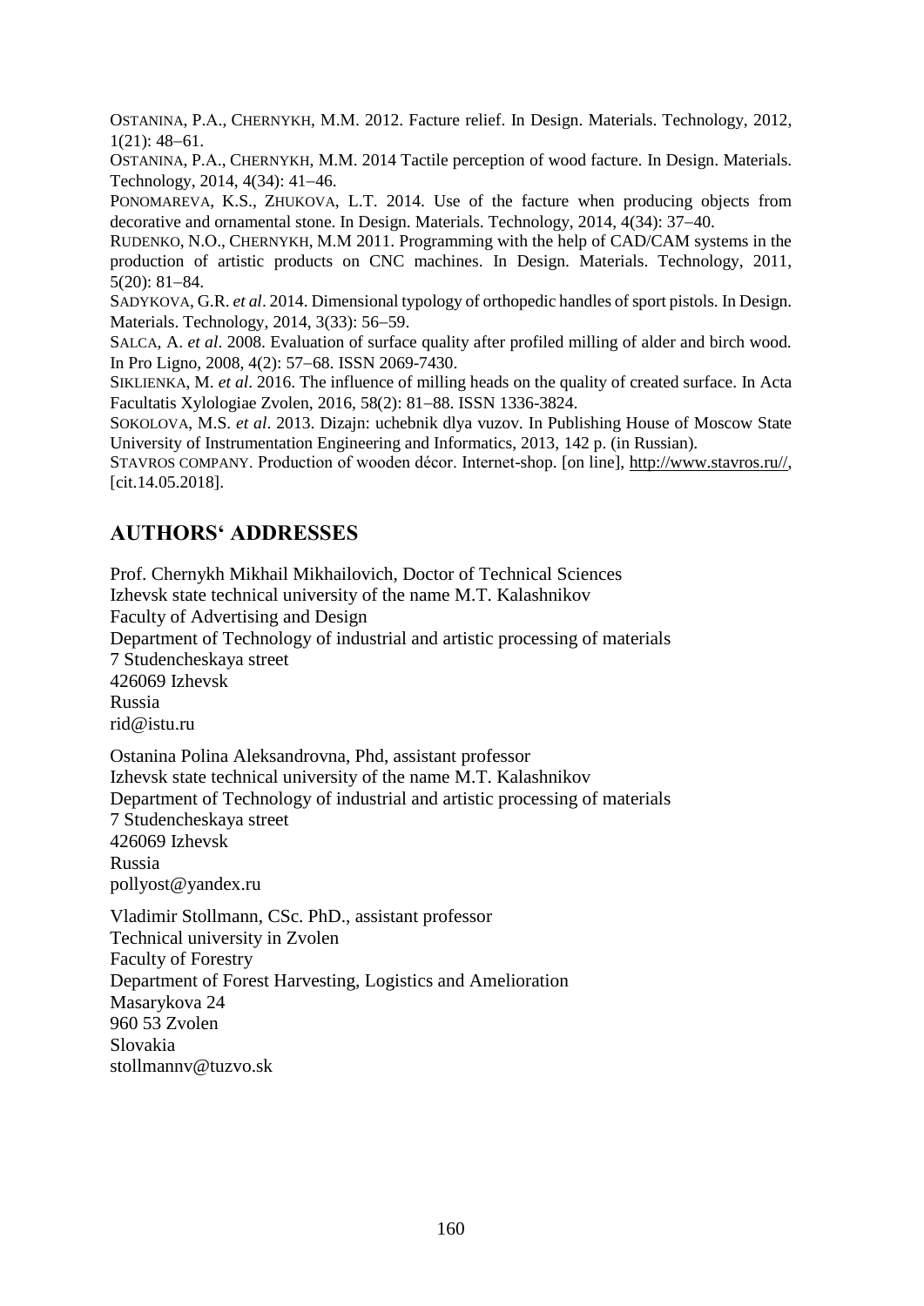OSTANINA, P.A., CHERNYKH, M.M. 2012. Facture relief. In Design. Materials. Technology, 2012, 1(21): 48–61.

OSTANINA, P.A., CHERNYKH, M.M. 2014 Tactile perception of wood facture. In Design. Materials. Technology, 2014, 4(34): 41–46.

PONOMAREVA, K.S., ZHUKOVA, L.T. 2014. Use of the facture when producing objects from decorative and ornamental stone. In Design. Materials. Technology, 2014, 4(34): 37–40.

RUDENKO, N.O., CHERNYKH, M.M 2011. Programming with the help of CAD/CAM systems in the production of artistic products on CNC machines. In Design. Materials. Technology, 2011, 5(20): 81–84.

SADYKOVA, G.R. *et al*. 2014. Dimensional typology of orthopedic handles of sport pistols. In Design. Materials. Technology, 2014, 3(33): 56–59.

SALCA, A. *et al*. 2008. Evaluation of surface quality after profiled milling of alder and birch wood. In Pro Ligno, 2008, 4(2): 57–68. ISSN 2069-7430.

SIKLIENKA, M. *et al*. 2016. The influence of milling heads on the quality of created surface. In Acta Facultatis Xylologiae Zvolen, 2016, 58(2): 81–88. ISSN 1336-3824.

SOKOLOVA, M.S. *et al*. 2013. Dizajn: uchebnik dlya vuzov. In Publishing House of Moscow State University of Instrumentation Engineering and Informatics, 2013, 142 p. (in Russian).

STAVROS COMPANY. Production of wooden décor. Internet-shop. [on line], http://www.stavros.ru//, [cit.14.05.2018].

## AUTHORS' ADDRESSES

Prof. Chernykh Mikhail Mikhailovich, Doctor of Technical Sciences
Izhevsk state technical university of the name M.T. Kalashnikov
Faculty of Advertising and Design
Department of Technology of industrial and artistic processing of materials
7 Studencheskaya street
426069 Izhevsk
Russia
rid@istu.ru

Ostanina Polina Aleksandrovna, Phd, assistant professor
Izhevsk state technical university of the name M.T. Kalashnikov
Department of Technology of industrial and artistic processing of materials
7 Studencheskaya street
426069 Izhevsk
Russia
pollyost@yandex.ru

Vladimir Stollmann, CSc. PhD., assistant professor
Technical university in Zvolen
Faculty of Forestry
Department of Forest Harvesting, Logistics and Amelioration
Masarykova 24
960 53 Zvolen
Slovakia
stollmannv@tuzvo.sk